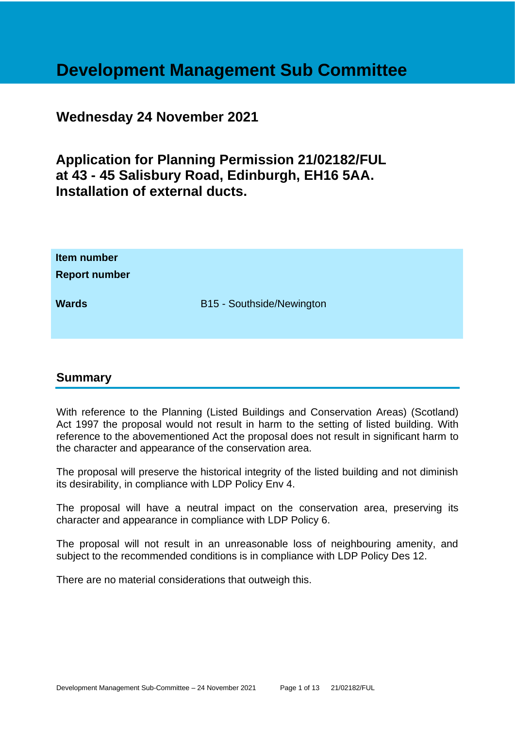# Development Management Sub Committee

## Wednesday 24 November 2021

## Application for Planning Permission 21/02182/FUL at 43 - 45 Salisbury Road, Edinburgh, EH16 5AA. Installation of external ducts.

| | |
|---|---|
| **Item number** | |
| **Report number** | |
| **Wards** | B15 - Southside/Newington |

## Summary

With reference to the Planning (Listed Buildings and Conservation Areas) (Scotland) Act 1997 the proposal would not result in harm to the setting of listed building. With reference to the abovementioned Act the proposal does not result in significant harm to the character and appearance of the conservation area.

The proposal will preserve the historical integrity of the listed building and not diminish its desirability, in compliance with LDP Policy Env 4.

The proposal will have a neutral impact on the conservation area, preserving its character and appearance in compliance with LDP Policy 6.

The proposal will not result in an unreasonable loss of neighbouring amenity, and subject to the recommended conditions is in compliance with LDP Policy Des 12.

There are no material considerations that outweigh this.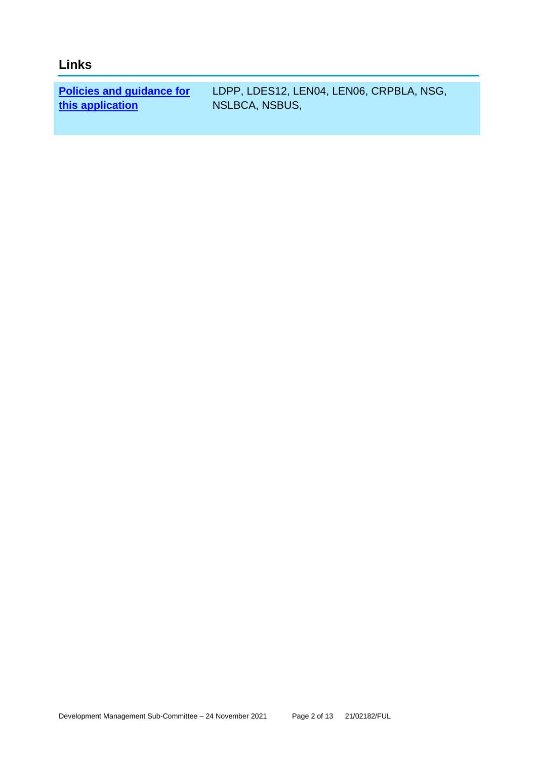## Links

| Policies and guidance for this application | LDPP, LDES12, LEN04, LEN06, CRPBLA, NSG, NSLBCA, NSBUS, |
| --- | --- |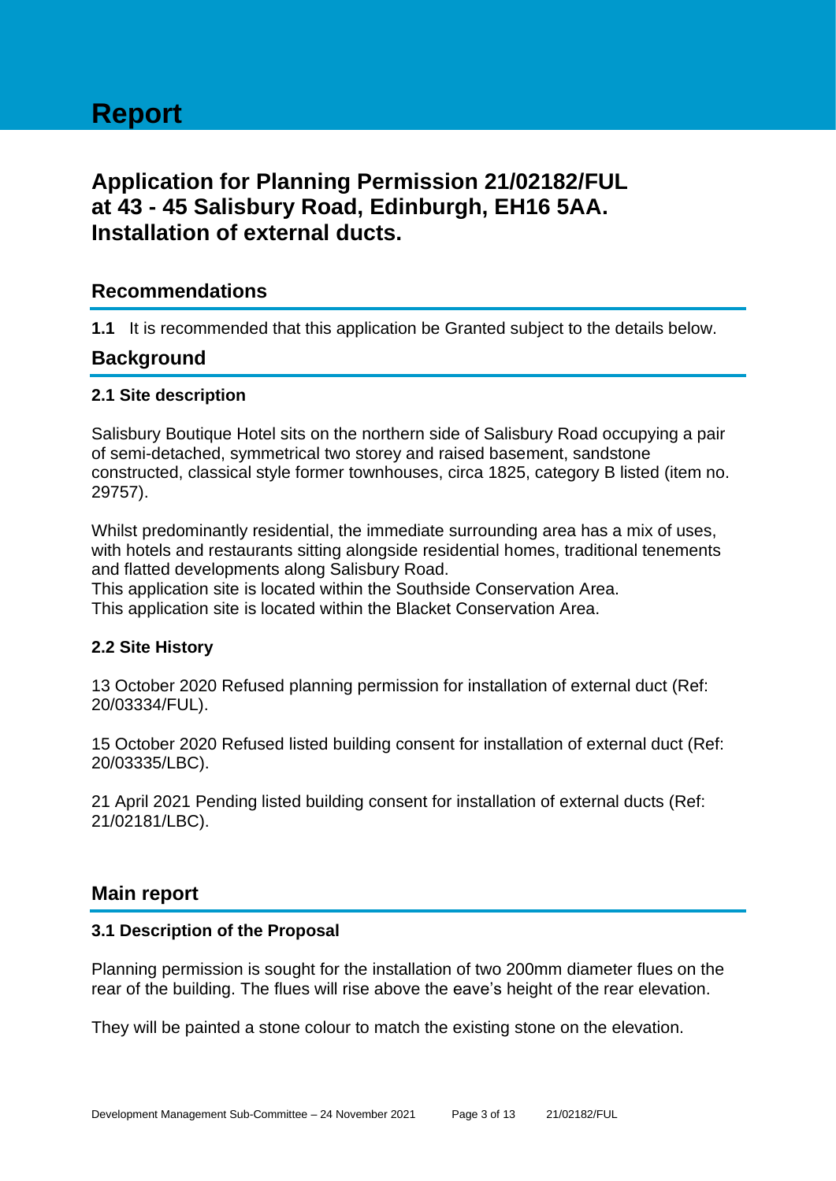# Report

## Application for Planning Permission 21/02182/FUL at 43 - 45 Salisbury Road, Edinburgh, EH16 5AA. Installation of external ducts.

## Recommendations

**1.1** It is recommended that this application be Granted subject to the details below.

## Background

### 2.1 Site description

Salisbury Boutique Hotel sits on the northern side of Salisbury Road occupying a pair of semi-detached, symmetrical two storey and raised basement, sandstone constructed, classical style former townhouses, circa 1825, category B listed (item no. 29757).

Whilst predominantly residential, the immediate surrounding area has a mix of uses, with hotels and restaurants sitting alongside residential homes, traditional tenements and flatted developments along Salisbury Road.
This application site is located within the Southside Conservation Area.
This application site is located within the Blacket Conservation Area.

### 2.2 Site History

13 October 2020 Refused planning permission for installation of external duct (Ref: 20/03334/FUL).

15 October 2020 Refused listed building consent for installation of external duct (Ref: 20/03335/LBC).

21 April 2021 Pending listed building consent for installation of external ducts (Ref: 21/02181/LBC).

## Main report

### 3.1 Description of the Proposal

Planning permission is sought for the installation of two 200mm diameter flues on the rear of the building. The flues will rise above the eave's height of the rear elevation.

They will be painted a stone colour to match the existing stone on the elevation.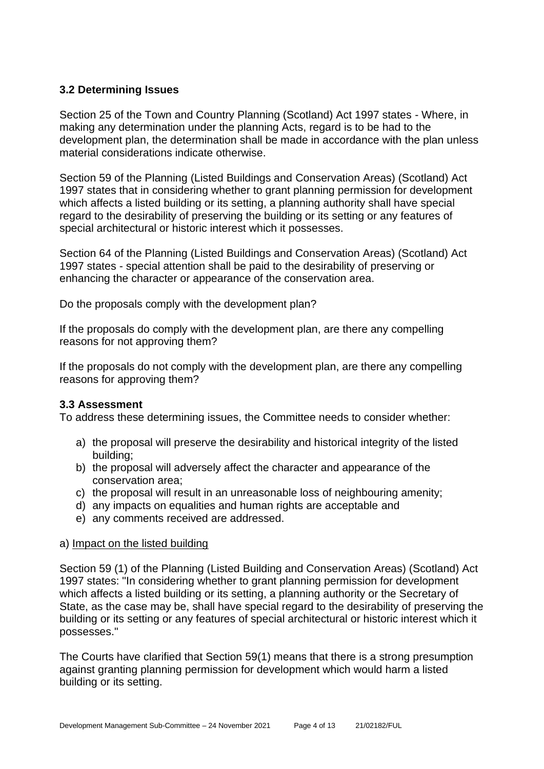### 3.2 Determining Issues

Section 25 of the Town and Country Planning (Scotland) Act 1997 states - Where, in making any determination under the planning Acts, regard is to be had to the development plan, the determination shall be made in accordance with the plan unless material considerations indicate otherwise.

Section 59 of the Planning (Listed Buildings and Conservation Areas) (Scotland) Act 1997 states that in considering whether to grant planning permission for development which affects a listed building or its setting, a planning authority shall have special regard to the desirability of preserving the building or its setting or any features of special architectural or historic interest which it possesses.

Section 64 of the Planning (Listed Buildings and Conservation Areas) (Scotland) Act 1997 states - special attention shall be paid to the desirability of preserving or enhancing the character or appearance of the conservation area.

Do the proposals comply with the development plan?

If the proposals do comply with the development plan, are there any compelling reasons for not approving them?

If the proposals do not comply with the development plan, are there any compelling reasons for approving them?

### 3.3 Assessment

To address these determining issues, the Committee needs to consider whether:

a) the proposal will preserve the desirability and historical integrity of the listed building;
b) the proposal will adversely affect the character and appearance of the conservation area;
c) the proposal will result in an unreasonable loss of neighbouring amenity;
d) any impacts on equalities and human rights are acceptable and
e) any comments received are addressed.

a) Impact on the listed building

Section 59 (1) of the Planning (Listed Building and Conservation Areas) (Scotland) Act 1997 states: "In considering whether to grant planning permission for development which affects a listed building or its setting, a planning authority or the Secretary of State, as the case may be, shall have special regard to the desirability of preserving the building or its setting or any features of special architectural or historic interest which it possesses."

The Courts have clarified that Section 59(1) means that there is a strong presumption against granting planning permission for development which would harm a listed building or its setting.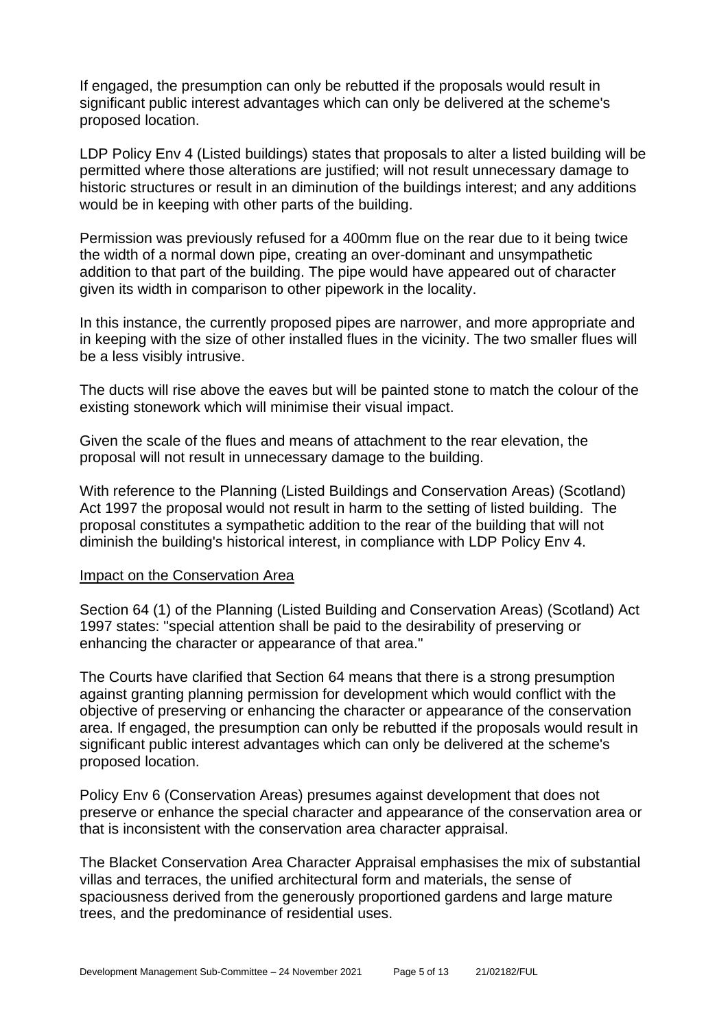If engaged, the presumption can only be rebutted if the proposals would result in significant public interest advantages which can only be delivered at the scheme's proposed location.

LDP Policy Env 4 (Listed buildings) states that proposals to alter a listed building will be permitted where those alterations are justified; will not result unnecessary damage to historic structures or result in an diminution of the buildings interest; and any additions would be in keeping with other parts of the building.

Permission was previously refused for a 400mm flue on the rear due to it being twice the width of a normal down pipe, creating an over-dominant and unsympathetic addition to that part of the building. The pipe would have appeared out of character given its width in comparison to other pipework in the locality.

In this instance, the currently proposed pipes are narrower, and more appropriate and in keeping with the size of other installed flues in the vicinity. The two smaller flues will be a less visibly intrusive.

The ducts will rise above the eaves but will be painted stone to match the colour of the existing stonework which will minimise their visual impact.

Given the scale of the flues and means of attachment to the rear elevation, the proposal will not result in unnecessary damage to the building.

With reference to the Planning (Listed Buildings and Conservation Areas) (Scotland) Act 1997 the proposal would not result in harm to the setting of listed building. The proposal constitutes a sympathetic addition to the rear of the building that will not diminish the building's historical interest, in compliance with LDP Policy Env 4.

Impact on the Conservation Area

Section 64 (1) of the Planning (Listed Building and Conservation Areas) (Scotland) Act 1997 states: "special attention shall be paid to the desirability of preserving or enhancing the character or appearance of that area."

The Courts have clarified that Section 64 means that there is a strong presumption against granting planning permission for development which would conflict with the objective of preserving or enhancing the character or appearance of the conservation area. If engaged, the presumption can only be rebutted if the proposals would result in significant public interest advantages which can only be delivered at the scheme's proposed location.

Policy Env 6 (Conservation Areas) presumes against development that does not preserve or enhance the special character and appearance of the conservation area or that is inconsistent with the conservation area character appraisal.

The Blacket Conservation Area Character Appraisal emphasises the mix of substantial villas and terraces, the unified architectural form and materials, the sense of spaciousness derived from the generously proportioned gardens and large mature trees, and the predominance of residential uses.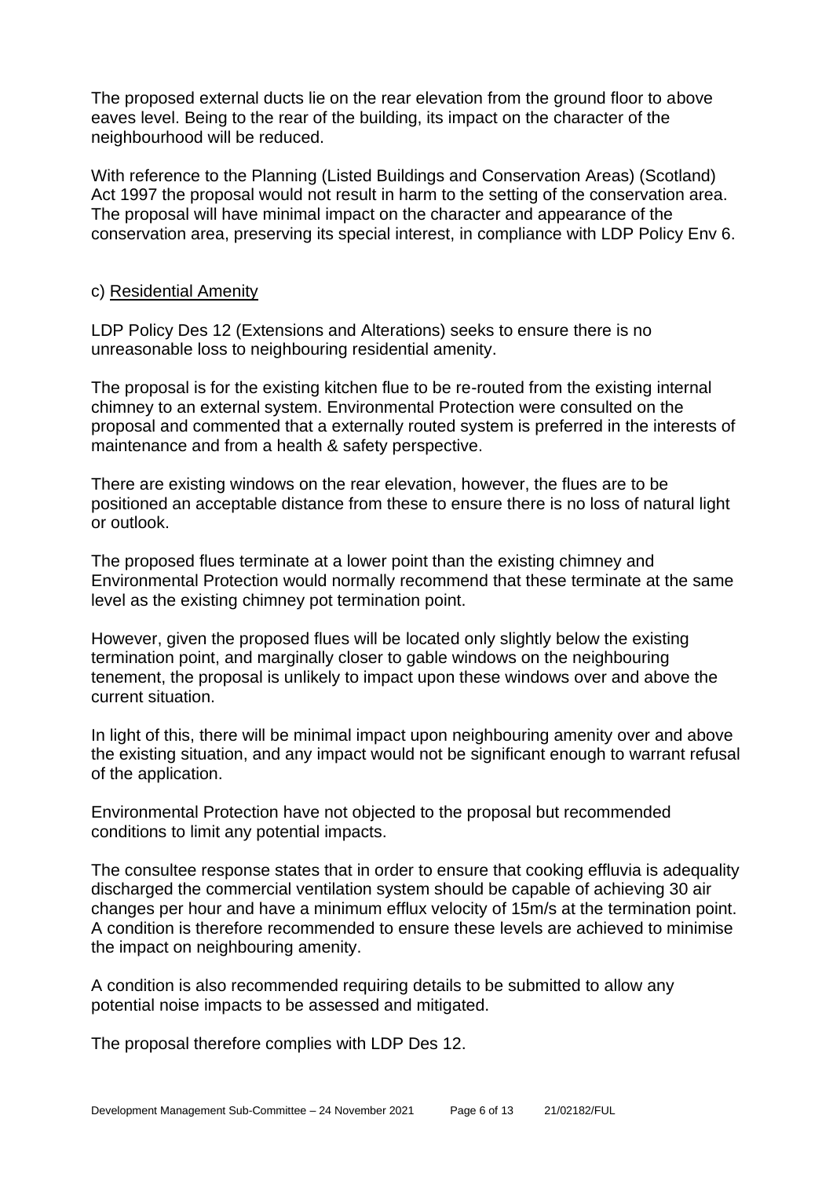The proposed external ducts lie on the rear elevation from the ground floor to above eaves level. Being to the rear of the building, its impact on the character of the neighbourhood will be reduced.

With reference to the Planning (Listed Buildings and Conservation Areas) (Scotland) Act 1997 the proposal would not result in harm to the setting of the conservation area. The proposal will have minimal impact on the character and appearance of the conservation area, preserving its special interest, in compliance with LDP Policy Env 6.

c) Residential Amenity

LDP Policy Des 12 (Extensions and Alterations) seeks to ensure there is no unreasonable loss to neighbouring residential amenity.

The proposal is for the existing kitchen flue to be re-routed from the existing internal chimney to an external system. Environmental Protection were consulted on the proposal and commented that a externally routed system is preferred in the interests of maintenance and from a health & safety perspective.

There are existing windows on the rear elevation, however, the flues are to be positioned an acceptable distance from these to ensure there is no loss of natural light or outlook.

The proposed flues terminate at a lower point than the existing chimney and Environmental Protection would normally recommend that these terminate at the same level as the existing chimney pot termination point.

However, given the proposed flues will be located only slightly below the existing termination point, and marginally closer to gable windows on the neighbouring tenement, the proposal is unlikely to impact upon these windows over and above the current situation.

In light of this, there will be minimal impact upon neighbouring amenity over and above the existing situation, and any impact would not be significant enough to warrant refusal of the application.

Environmental Protection have not objected to the proposal but recommended conditions to limit any potential impacts.

The consultee response states that in order to ensure that cooking effluvia is adequality discharged the commercial ventilation system should be capable of achieving 30 air changes per hour and have a minimum efflux velocity of 15m/s at the termination point. A condition is therefore recommended to ensure these levels are achieved to minimise the impact on neighbouring amenity.

A condition is also recommended requiring details to be submitted to allow any potential noise impacts to be assessed and mitigated.

The proposal therefore complies with LDP Des 12.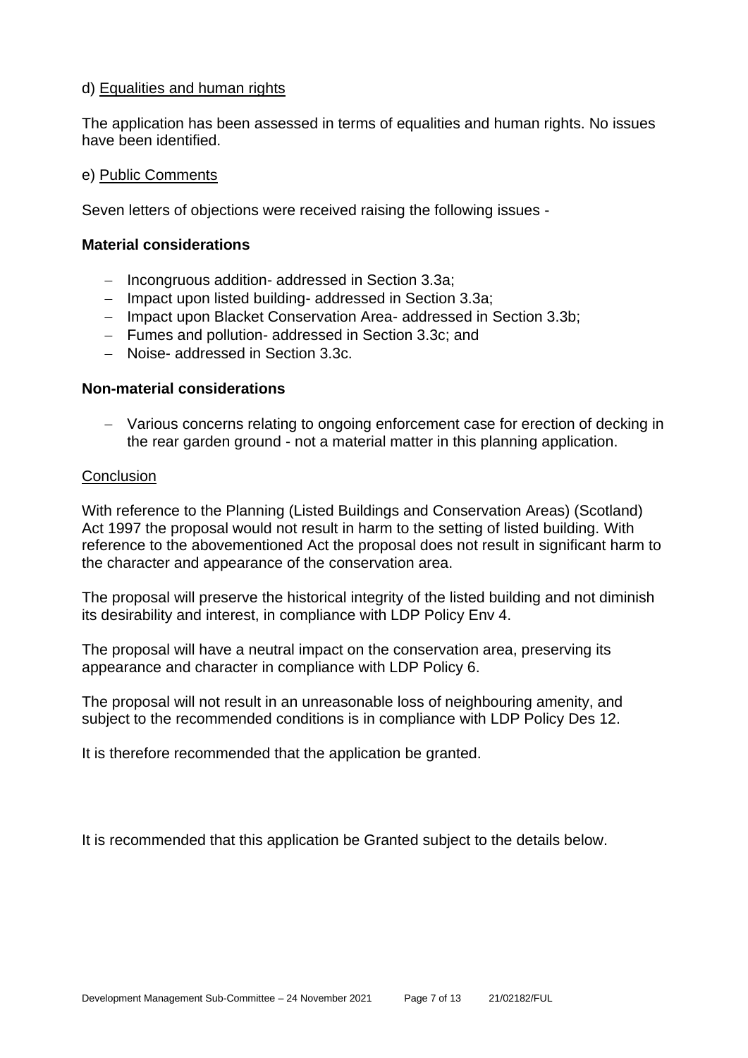d) Equalities and human rights

The application has been assessed in terms of equalities and human rights. No issues have been identified.

e) Public Comments

Seven letters of objections were received raising the following issues -

**Material considerations**

- Incongruous addition- addressed in Section 3.3a;
- Impact upon listed building- addressed in Section 3.3a;
- Impact upon Blacket Conservation Area- addressed in Section 3.3b;
- Fumes and pollution- addressed in Section 3.3c; and
- Noise- addressed in Section 3.3c.

**Non-material considerations**

- Various concerns relating to ongoing enforcement case for erection of decking in the rear garden ground - not a material matter in this planning application.

Conclusion

With reference to the Planning (Listed Buildings and Conservation Areas) (Scotland) Act 1997 the proposal would not result in harm to the setting of listed building. With reference to the abovementioned Act the proposal does not result in significant harm to the character and appearance of the conservation area.

The proposal will preserve the historical integrity of the listed building and not diminish its desirability and interest, in compliance with LDP Policy Env 4.

The proposal will have a neutral impact on the conservation area, preserving its appearance and character in compliance with LDP Policy 6.

The proposal will not result in an unreasonable loss of neighbouring amenity, and subject to the recommended conditions is in compliance with LDP Policy Des 12.

It is therefore recommended that the application be granted.

It is recommended that this application be Granted subject to the details below.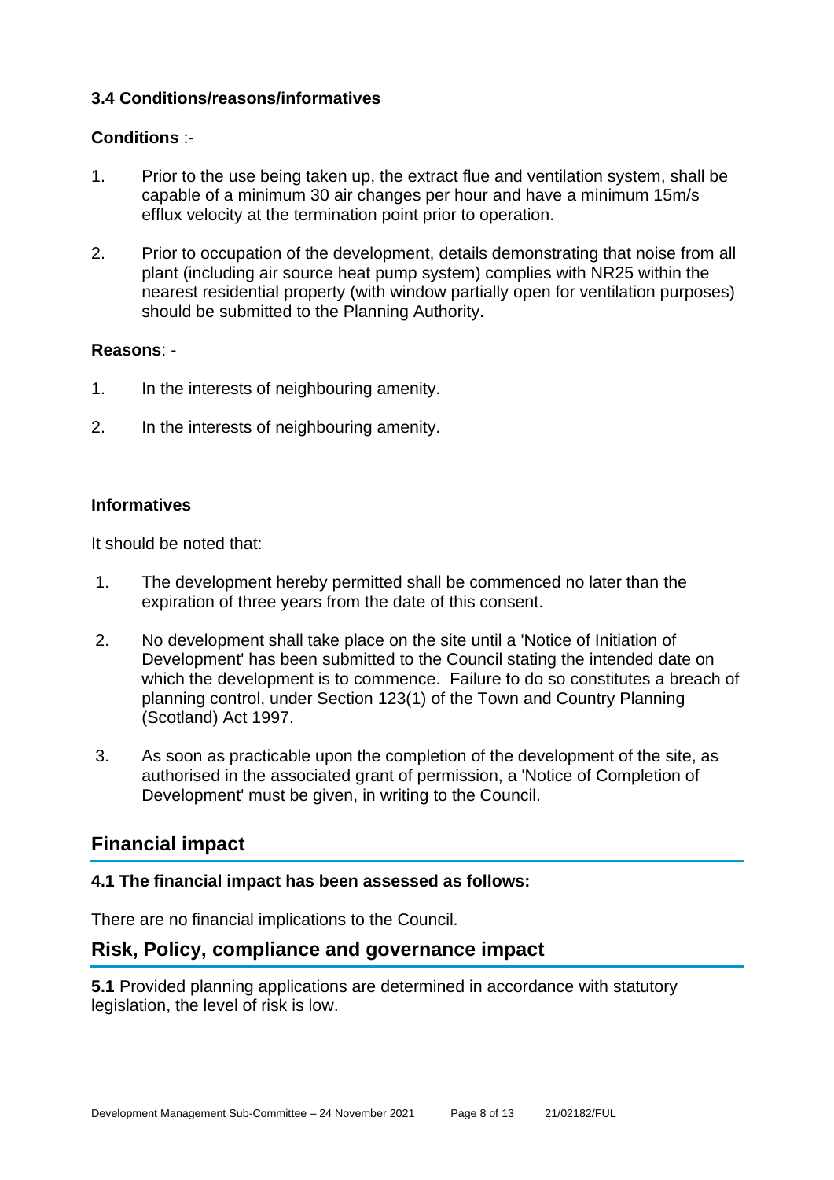### 3.4 Conditions/reasons/informatives

**Conditions** :-

1. Prior to the use being taken up, the extract flue and ventilation system, shall be capable of a minimum 30 air changes per hour and have a minimum 15m/s efflux velocity at the termination point prior to operation.

2. Prior to occupation of the development, details demonstrating that noise from all plant (including air source heat pump system) complies with NR25 within the nearest residential property (with window partially open for ventilation purposes) should be submitted to the Planning Authority.

**Reasons**: -

1. In the interests of neighbouring amenity.

2. In the interests of neighbouring amenity.

**Informatives**

It should be noted that:

1. The development hereby permitted shall be commenced no later than the expiration of three years from the date of this consent.

2. No development shall take place on the site until a 'Notice of Initiation of Development' has been submitted to the Council stating the intended date on which the development is to commence. Failure to do so constitutes a breach of planning control, under Section 123(1) of the Town and Country Planning (Scotland) Act 1997.

3. As soon as practicable upon the completion of the development of the site, as authorised in the associated grant of permission, a 'Notice of Completion of Development' must be given, in writing to the Council.

## Financial impact

### 4.1 The financial impact has been assessed as follows:

There are no financial implications to the Council.

## Risk, Policy, compliance and governance impact

**5.1** Provided planning applications are determined in accordance with statutory legislation, the level of risk is low.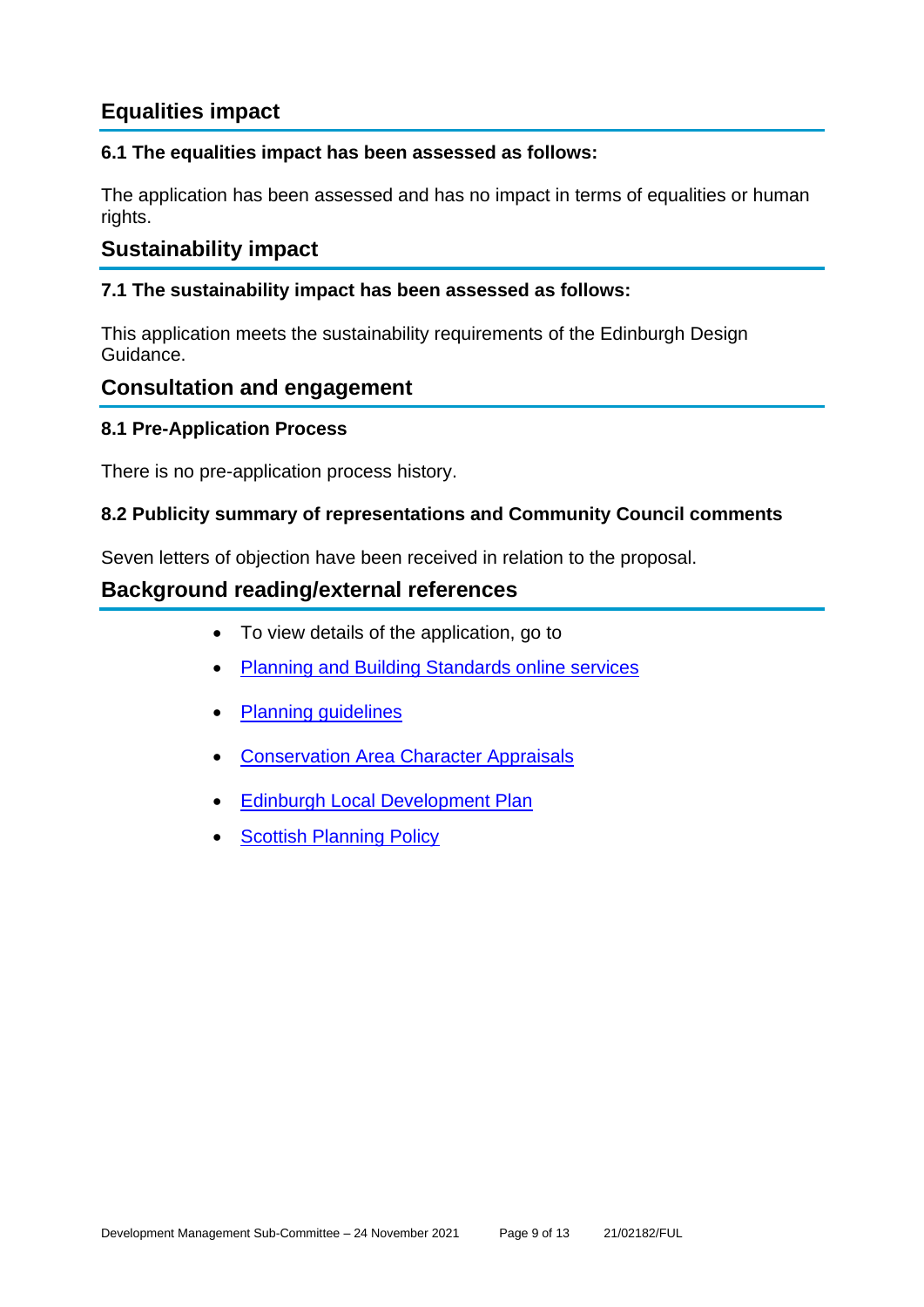## Equalities impact

### 6.1 The equalities impact has been assessed as follows:

The application has been assessed and has no impact in terms of equalities or human rights.

## Sustainability impact

### 7.1 The sustainability impact has been assessed as follows:

This application meets the sustainability requirements of the Edinburgh Design Guidance.

## Consultation and engagement

### 8.1 Pre-Application Process

There is no pre-application process history.

### 8.2 Publicity summary of representations and Community Council comments

Seven letters of objection have been received in relation to the proposal.

## Background reading/external references

- To view details of the application, go to
- Planning and Building Standards online services
- Planning guidelines
- Conservation Area Character Appraisals
- Edinburgh Local Development Plan
- Scottish Planning Policy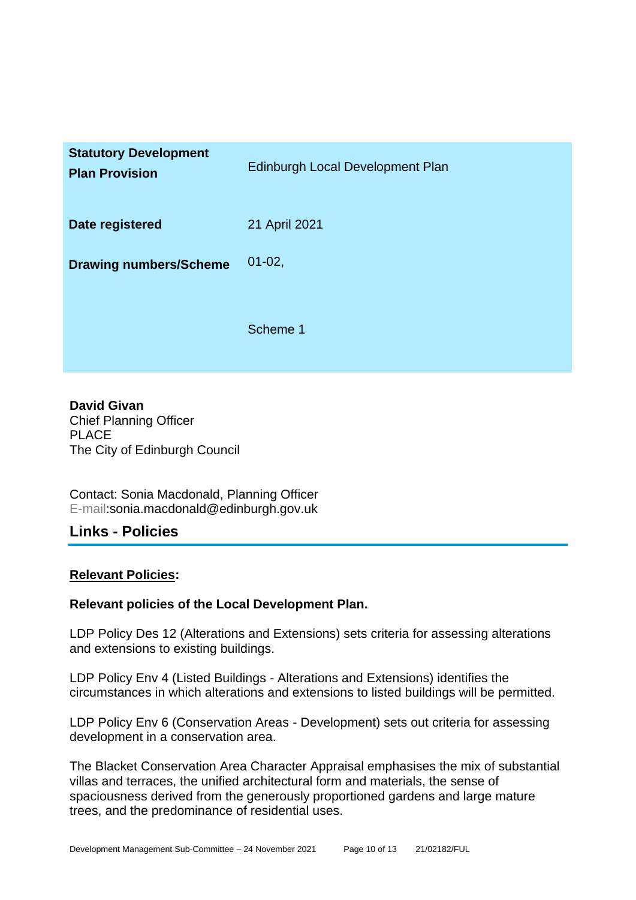| | |
|---|---|
| **Statutory Development Plan Provision** | Edinburgh Local Development Plan |
| **Date registered** | 21 April 2021 |
| **Drawing numbers/Scheme** | 01-02,<br><br>Scheme 1 |

**David Givan**
Chief Planning Officer
PLACE
The City of Edinburgh Council

Contact: Sonia Macdonald, Planning Officer
E-mail:sonia.macdonald@edinburgh.gov.uk

## Links - Policies

**Relevant Policies:**

**Relevant policies of the Local Development Plan.**

LDP Policy Des 12 (Alterations and Extensions) sets criteria for assessing alterations and extensions to existing buildings.

LDP Policy Env 4 (Listed Buildings - Alterations and Extensions) identifies the circumstances in which alterations and extensions to listed buildings will be permitted.

LDP Policy Env 6 (Conservation Areas - Development) sets out criteria for assessing development in a conservation area.

The Blacket Conservation Area Character Appraisal emphasises the mix of substantial villas and terraces, the unified architectural form and materials, the sense of spaciousness derived from the generously proportioned gardens and large mature trees, and the predominance of residential uses.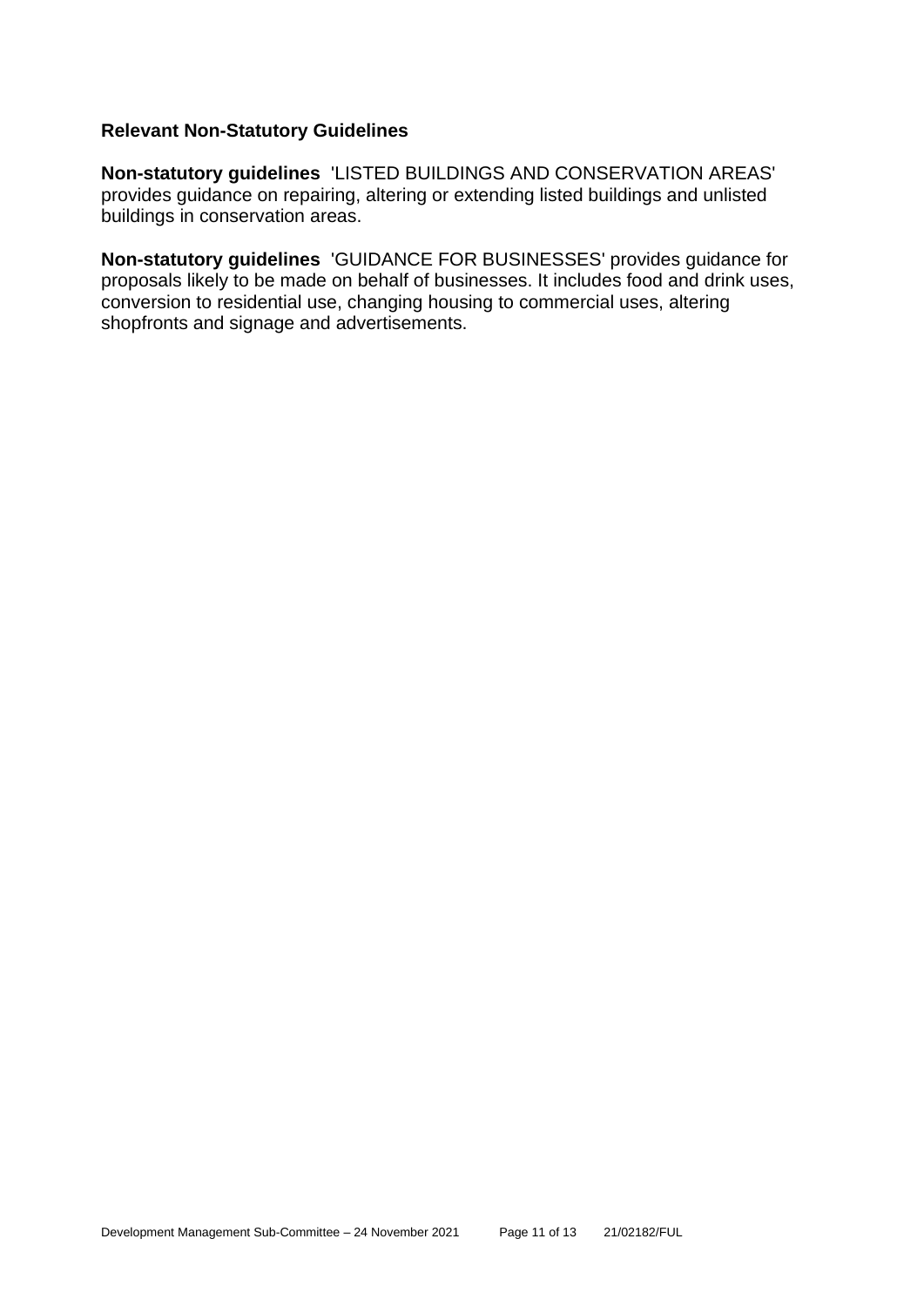### Relevant Non-Statutory Guidelines

**Non-statutory guidelines** 'LISTED BUILDINGS AND CONSERVATION AREAS' provides guidance on repairing, altering or extending listed buildings and unlisted buildings in conservation areas.

**Non-statutory guidelines** 'GUIDANCE FOR BUSINESSES' provides guidance for proposals likely to be made on behalf of businesses. It includes food and drink uses, conversion to residential use, changing housing to commercial uses, altering shopfronts and signage and advertisements.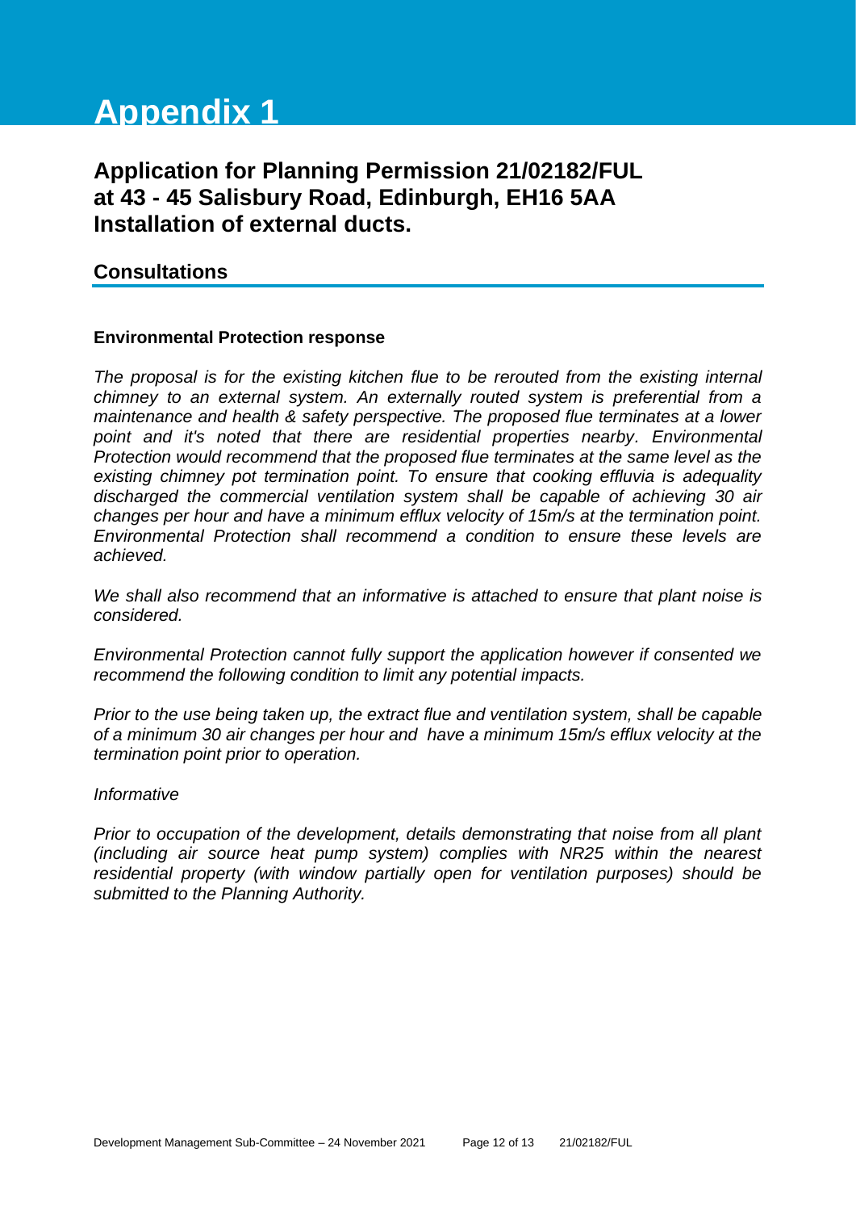# Appendix 1

## Application for Planning Permission 21/02182/FUL at 43 - 45 Salisbury Road, Edinburgh, EH16 5AA Installation of external ducts.

## Consultations

**Environmental Protection response**

*The proposal is for the existing kitchen flue to be rerouted from the existing internal chimney to an external system. An externally routed system is preferential from a maintenance and health & safety perspective. The proposed flue terminates at a lower point and it's noted that there are residential properties nearby. Environmental Protection would recommend that the proposed flue terminates at the same level as the existing chimney pot termination point. To ensure that cooking effluvia is adequality discharged the commercial ventilation system shall be capable of achieving 30 air changes per hour and have a minimum efflux velocity of 15m/s at the termination point. Environmental Protection shall recommend a condition to ensure these levels are achieved.*

*We shall also recommend that an informative is attached to ensure that plant noise is considered.*

*Environmental Protection cannot fully support the application however if consented we recommend the following condition to limit any potential impacts.*

*Prior to the use being taken up, the extract flue and ventilation system, shall be capable of a minimum 30 air changes per hour and have a minimum 15m/s efflux velocity at the termination point prior to operation.*

*Informative*

*Prior to occupation of the development, details demonstrating that noise from all plant (including air source heat pump system) complies with NR25 within the nearest residential property (with window partially open for ventilation purposes) should be submitted to the Planning Authority.*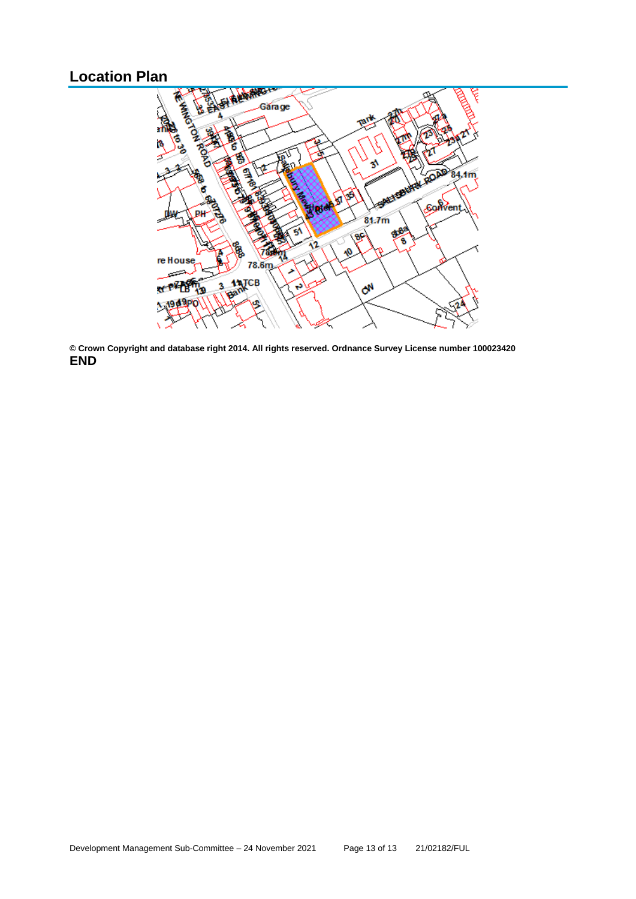## Location Plan

**© Crown Copyright and database right 2014. All rights reserved. Ordnance Survey License number 100023420**

**END**